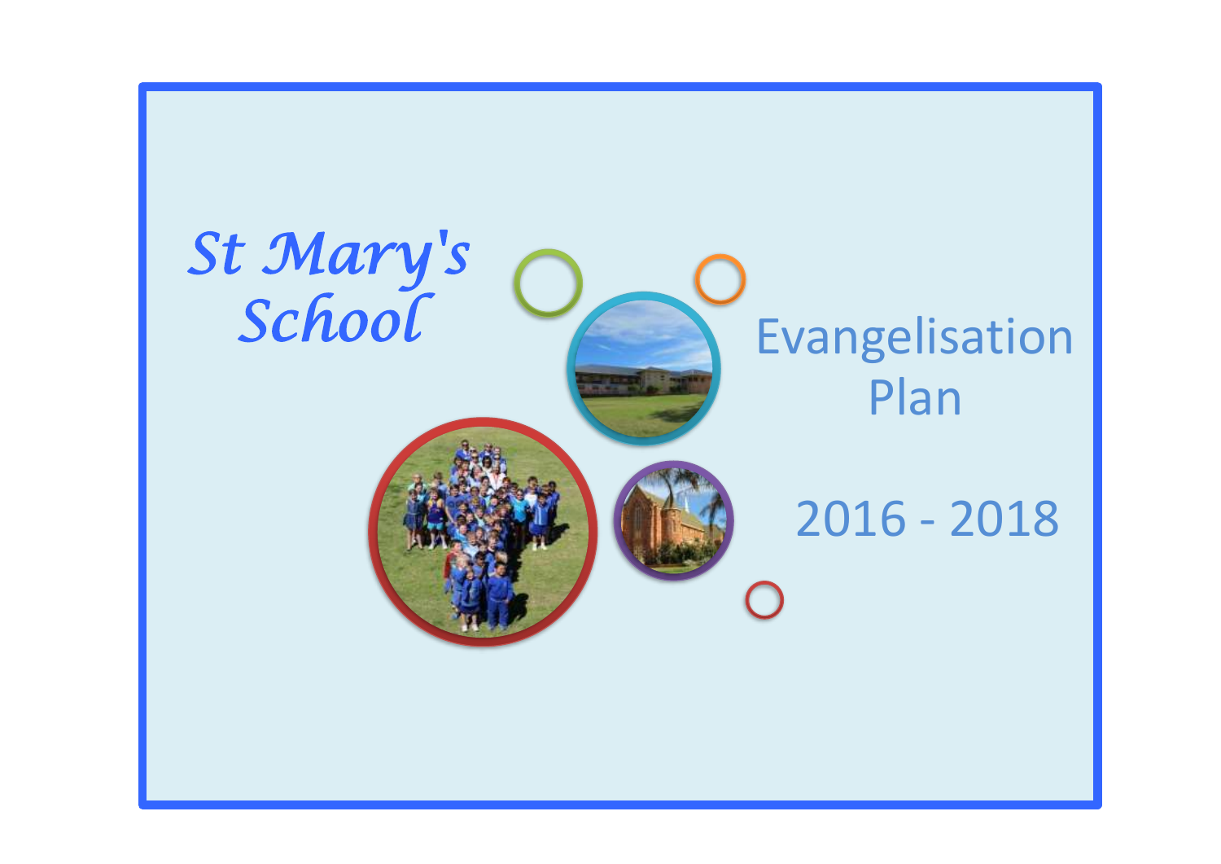# St Mary's School

# Evangelisation Plan

## 2016 - 2018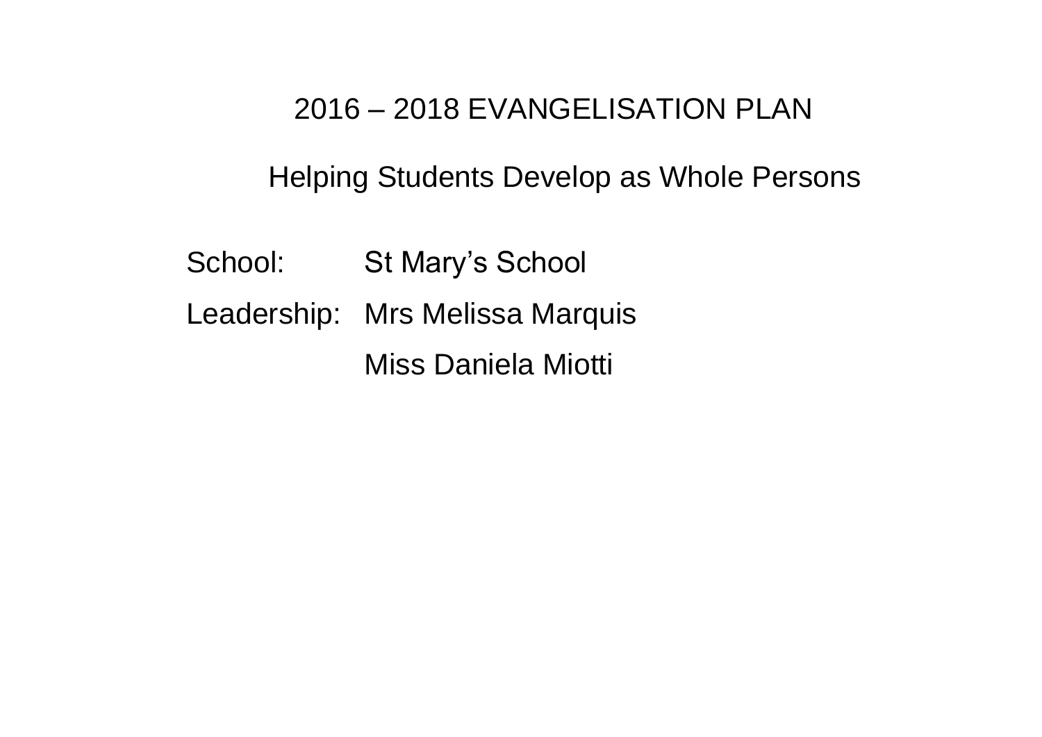# 2016 – 2018 EVANGELISATION PLAN

## Helping Students Develop as Whole Persons

School: St Mary's School

Leadership: Mrs Melissa Marquis

Miss Daniela Miotti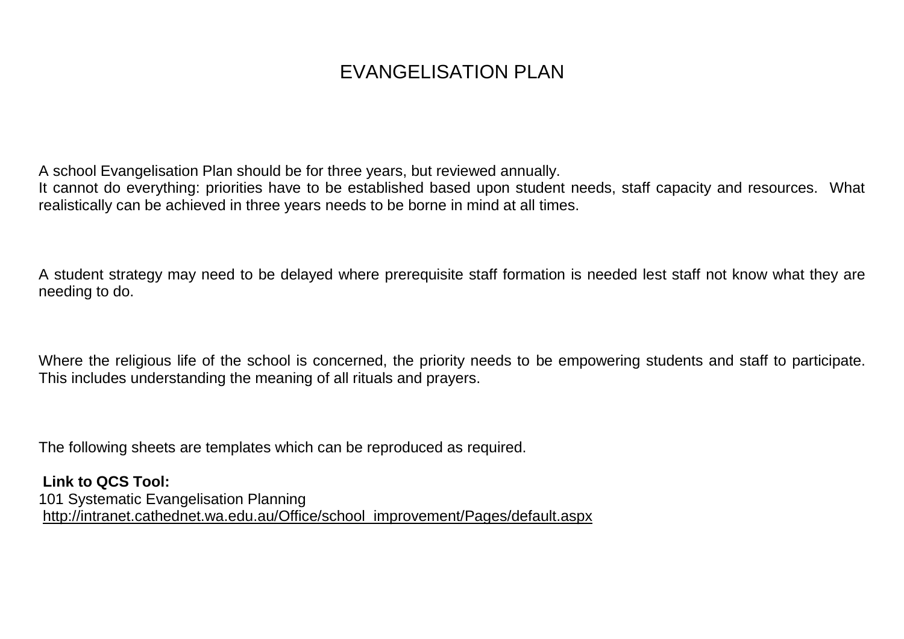# EVANGELISATION PLAN

A school Evangelisation Plan should be for three years, but reviewed annually.
It cannot do everything: priorities have to be established based upon student needs, staff capacity and resources. What realistically can be achieved in three years needs to be borne in mind at all times.

A student strategy may need to be delayed where prerequisite staff formation is needed lest staff not know what they are needing to do.

Where the religious life of the school is concerned, the priority needs to be empowering students and staff to participate. This includes understanding the meaning of all rituals and prayers.

The following sheets are templates which can be reproduced as required.

**Link to QCS Tool:**
101 Systematic Evangelisation Planning
http://intranet.cathednet.wa.edu.au/Office/school_improvement/Pages/default.aspx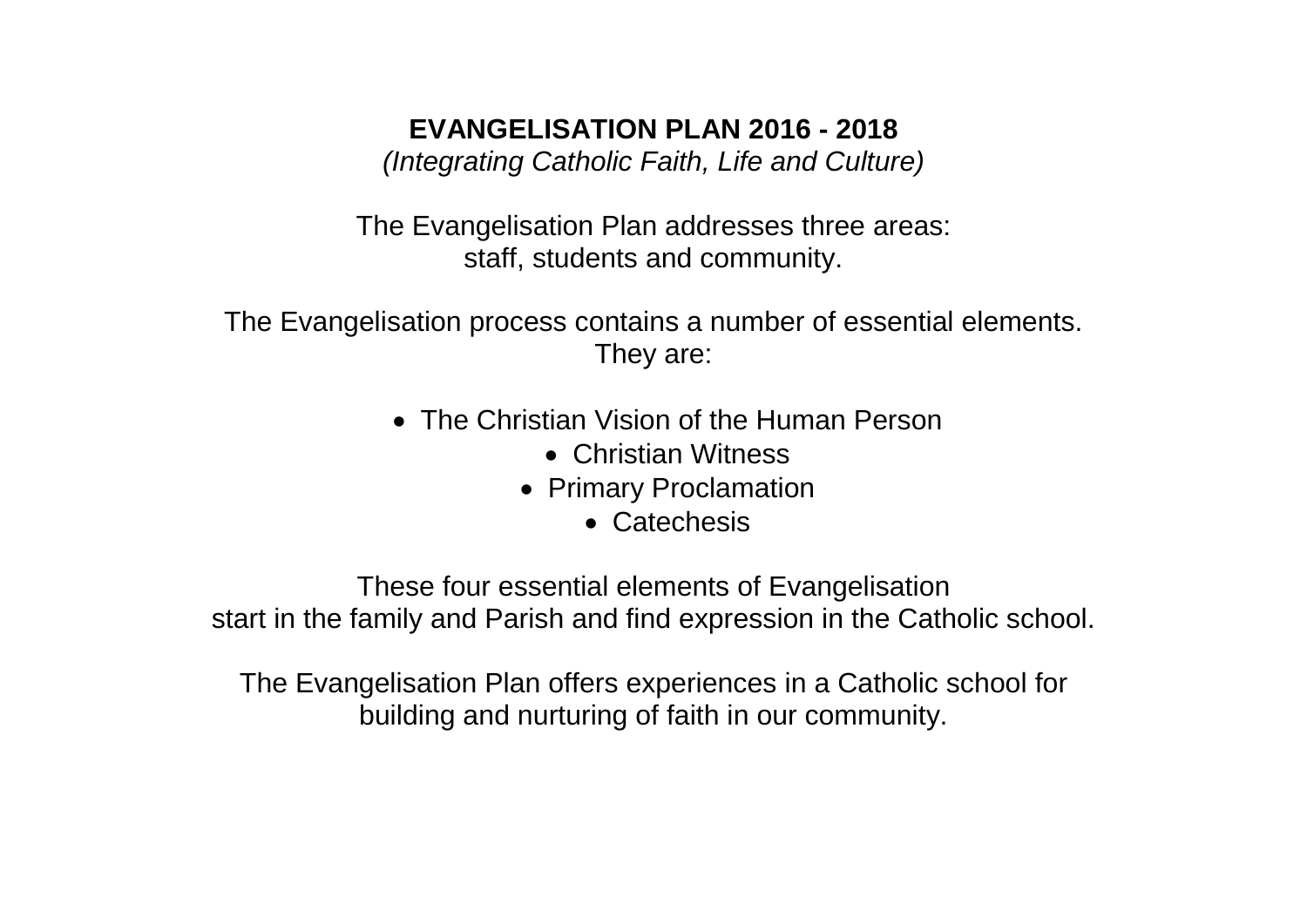# EVANGELISATION PLAN 2016 - 2018

*(Integrating Catholic Faith, Life and Culture)*

The Evangelisation Plan addresses three areas:
staff, students and community.

The Evangelisation process contains a number of essential elements.
They are:

- The Christian Vision of the Human Person
- Christian Witness
- Primary Proclamation
- Catechesis

These four essential elements of Evangelisation
start in the family and Parish and find expression in the Catholic school.

The Evangelisation Plan offers experiences in a Catholic school for
building and nurturing of faith in our community.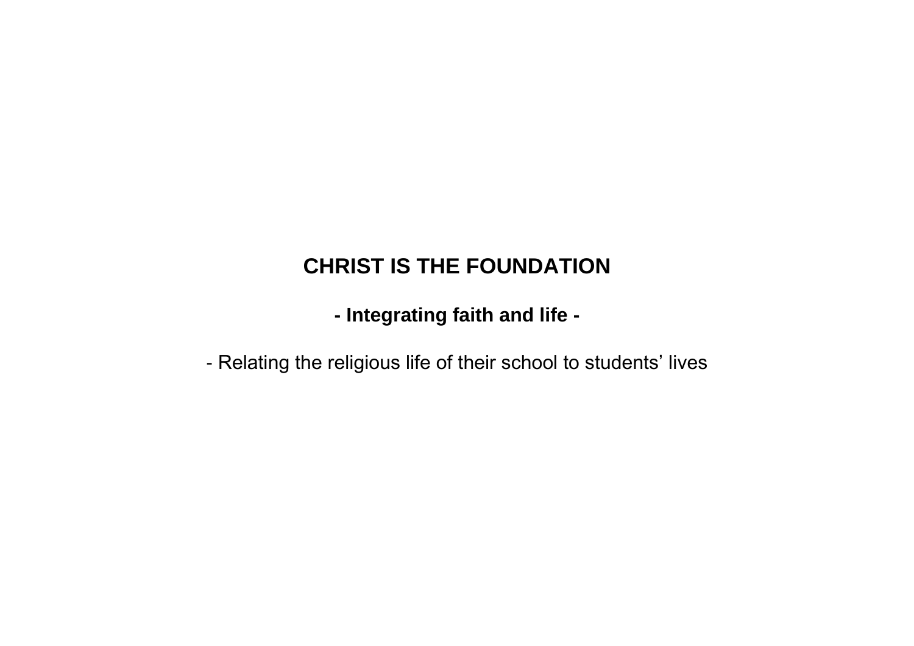# CHRIST IS THE FOUNDATION

## - Integrating faith and life -

- Relating the religious life of their school to students' lives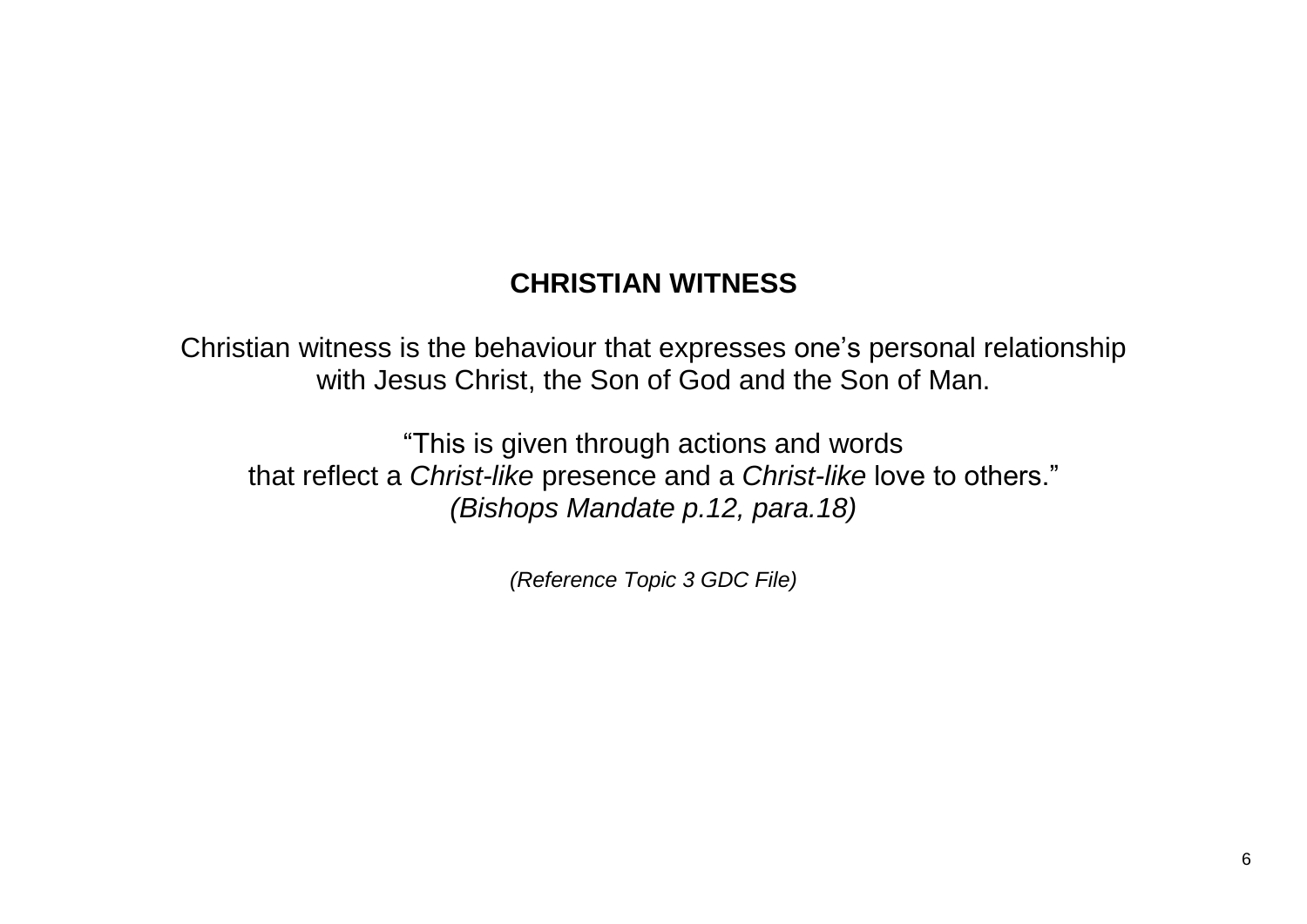## CHRISTIAN WITNESS

Christian witness is the behaviour that expresses one’s personal relationship with Jesus Christ, the Son of God and the Son of Man.

“This is given through actions and words that reflect a *Christ-like* presence and a *Christ-like* love to others.”
*(Bishops Mandate p.12, para.18)*

*(Reference Topic 3 GDC File)*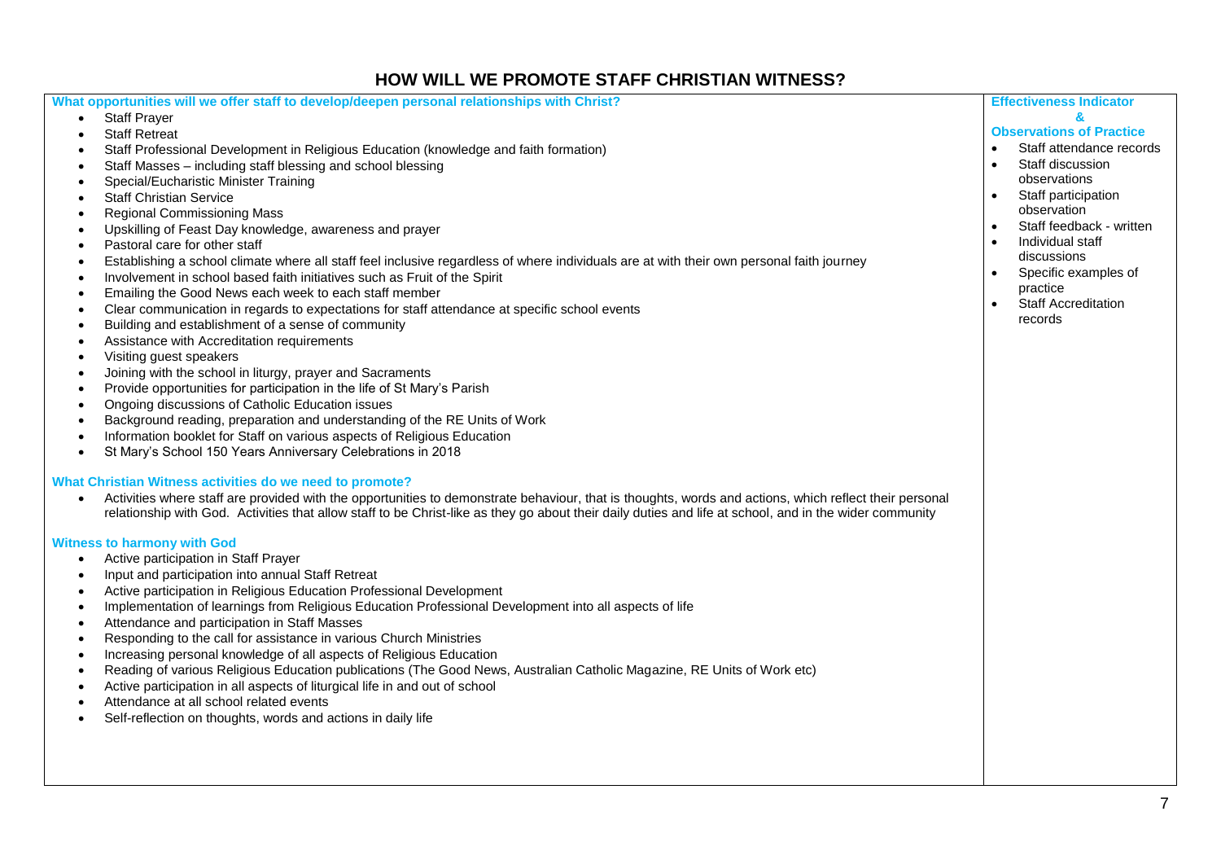# HOW WILL WE PROMOTE STAFF CHRISTIAN WITNESS?

| | **Effectiveness Indicator & Observations of Practice** |
|---|---|
| **What opportunities will we offer staff to develop/deepen personal relationships with Christ?**<br>• Staff Prayer<br>• Staff Retreat<br>• Staff Professional Development in Religious Education (knowledge and faith formation)<br>• Staff Masses – including staff blessing and school blessing<br>• Special/Eucharistic Minister Training<br>• Staff Christian Service<br>• Regional Commissioning Mass<br>• Upskilling of Feast Day knowledge, awareness and prayer<br>• Pastoral care for other staff<br>• Establishing a school climate where all staff feel inclusive regardless of where individuals are at with their own personal faith journey<br>• Involvement in school based faith initiatives such as Fruit of the Spirit<br>• Emailing the Good News each week to each staff member<br>• Clear communication in regards to expectations for staff attendance at specific school events<br>• Building and establishment of a sense of community<br>• Assistance with Accreditation requirements<br>• Visiting guest speakers<br>• Joining with the school in liturgy, prayer and Sacraments<br>• Provide opportunities for participation in the life of St Mary's Parish<br>• Ongoing discussions of Catholic Education issues<br>• Background reading, preparation and understanding of the RE Units of Work<br>• Information booklet for Staff on various aspects of Religious Education<br>• St Mary's School 150 Years Anniversary Celebrations in 2018<br><br>**What Christian Witness activities do we need to promote?**<br>• Activities where staff are provided with the opportunities to demonstrate behaviour, that is thoughts, words and actions, which reflect their personal relationship with God. Activities that allow staff to be Christ-like as they go about their daily duties and life at school, and in the wider community<br><br>**Witness to harmony with God**<br>• Active participation in Staff Prayer<br>• Input and participation into annual Staff Retreat<br>• Active participation in Religious Education Professional Development<br>• Implementation of learnings from Religious Education Professional Development into all aspects of life<br>• Attendance and participation in Staff Masses<br>• Responding to the call for assistance in various Church Ministries<br>• Increasing personal knowledge of all aspects of Religious Education<br>• Reading of various Religious Education publications (The Good News, Australian Catholic Magazine, RE Units of Work etc)<br>• Active participation in all aspects of liturgical life in and out of school<br>• Attendance at all school related events<br>• Self-reflection on thoughts, words and actions in daily life | • Staff attendance records<br>• Staff discussion observations<br>• Staff participation observation<br>• Staff feedback - written<br>• Individual staff discussions<br>• Specific examples of practice<br>• Staff Accreditation records |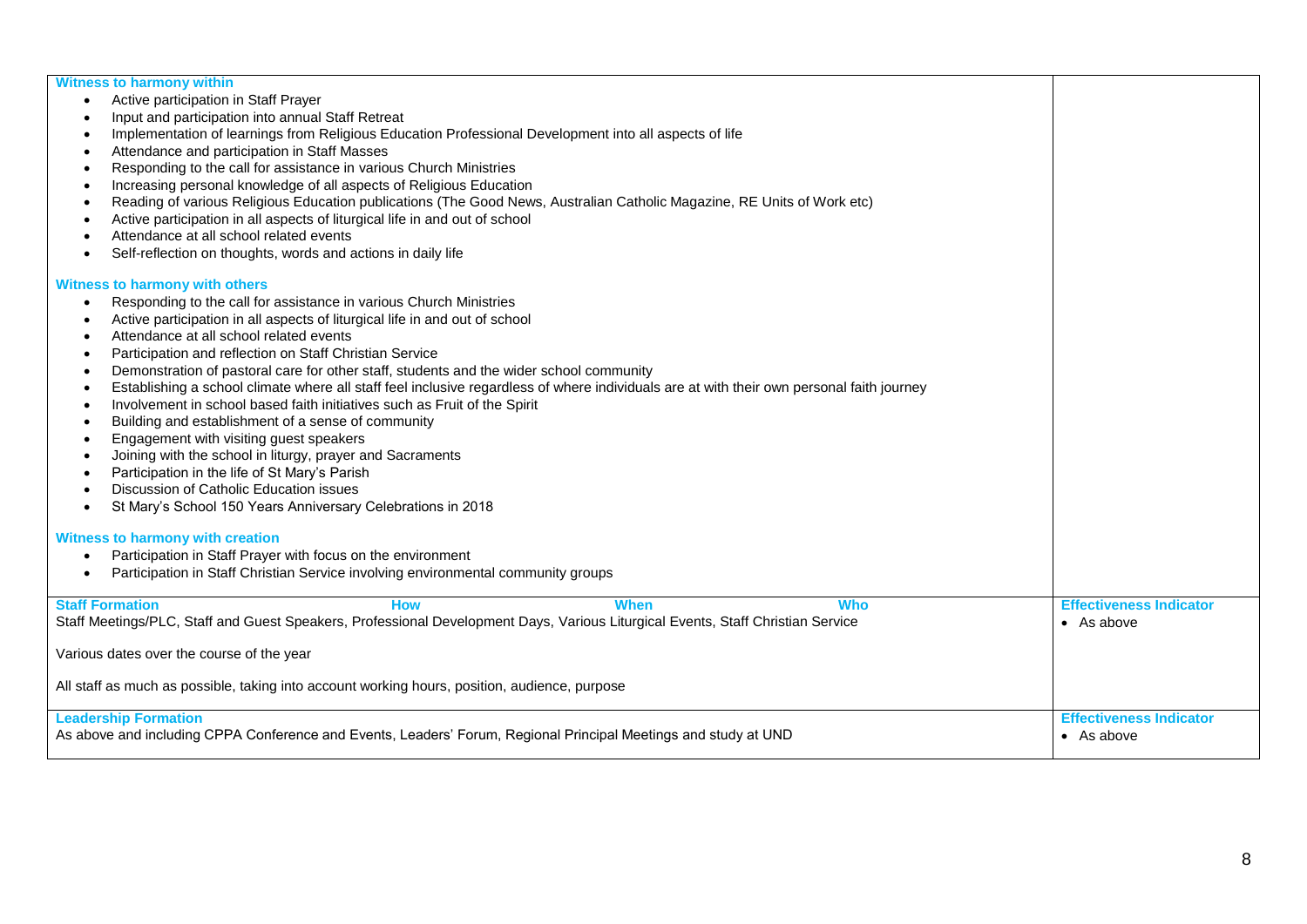| | |
|---|---|
| **Witness to harmony within**<br>• Active participation in Staff Prayer<br>• Input and participation into annual Staff Retreat<br>• Implementation of learnings from Religious Education Professional Development into all aspects of life<br>• Attendance and participation in Staff Masses<br>• Responding to the call for assistance in various Church Ministries<br>• Increasing personal knowledge of all aspects of Religious Education<br>• Reading of various Religious Education publications (The Good News, Australian Catholic Magazine, RE Units of Work etc)<br>• Active participation in all aspects of liturgical life in and out of school<br>• Attendance at all school related events<br>• Self-reflection on thoughts, words and actions in daily life<br><br>**Witness to harmony with others**<br>• Responding to the call for assistance in various Church Ministries<br>• Active participation in all aspects of liturgical life in and out of school<br>• Attendance at all school related events<br>• Participation and reflection on Staff Christian Service<br>• Demonstration of pastoral care for other staff, students and the wider school community<br>• Establishing a school climate where all staff feel inclusive regardless of where individuals are at with their own personal faith journey<br>• Involvement in school based faith initiatives such as Fruit of the Spirit<br>• Building and establishment of a sense of community<br>• Engagement with visiting guest speakers<br>• Joining with the school in liturgy, prayer and Sacraments<br>• Participation in the life of St Mary's Parish<br>• Discussion of Catholic Education issues<br>• St Mary's School 150 Years Anniversary Celebrations in 2018<br><br>**Witness to harmony with creation**<br>• Participation in Staff Prayer with focus on the environment<br>• Participation in Staff Christian Service involving environmental community groups | |
| **Staff Formation** **How** **When** **Who**<br>Staff Meetings/PLC, Staff and Guest Speakers, Professional Development Days, Various Liturgical Events, Staff Christian Service<br><br>Various dates over the course of the year<br><br>All staff as much as possible, taking into account working hours, position, audience, purpose | **Effectiveness Indicator**<br>• As above |
| **Leadership Formation**<br>As above and including CPPA Conference and Events, Leaders' Forum, Regional Principal Meetings and study at UND | **Effectiveness Indicator**<br>• As above |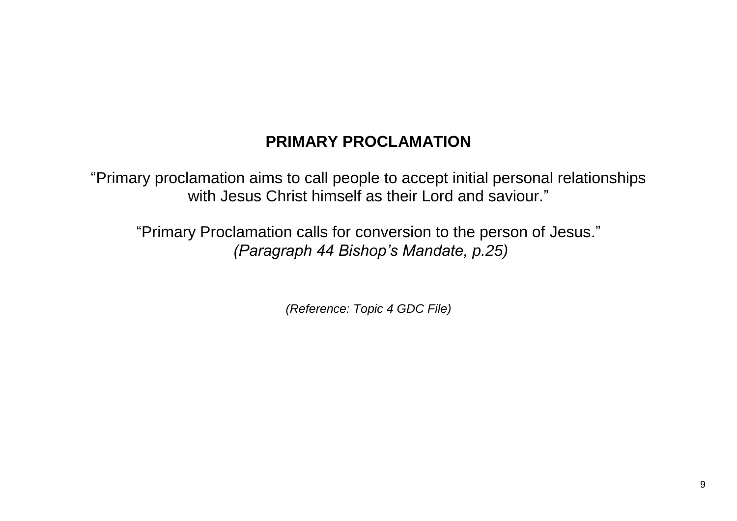# PRIMARY PROCLAMATION

"Primary proclamation aims to call people to accept initial personal relationships with Jesus Christ himself as their Lord and saviour."

"Primary Proclamation calls for conversion to the person of Jesus."
*(Paragraph 44 Bishop's Mandate, p.25)*

*(Reference: Topic 4 GDC File)*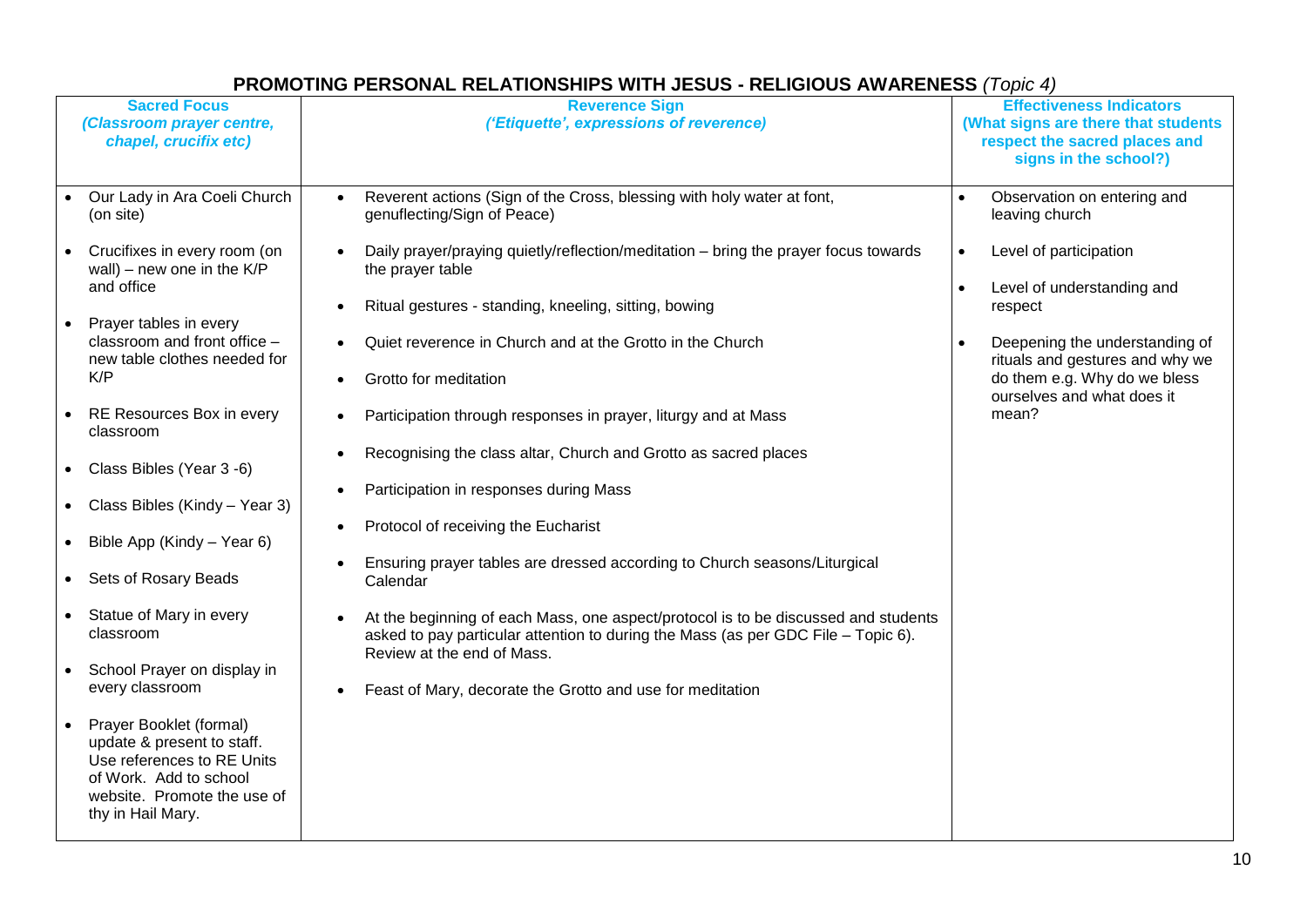## PROMOTING PERSONAL RELATIONSHIPS WITH JESUS - RELIGIOUS AWARENESS *(Topic 4)*

| **Sacred Focus** *(Classroom prayer centre, chapel, crucifix etc)* | **Reverence Sign** *('Etiquette', expressions of reverence)* | **Effectiveness Indicators (What signs are there that students respect the sacred places and signs in the school?)** |
|---|---|---|
| • Our Lady in Ara Coeli Church (on site)<br><br>• Crucifixes in every room (on wall) – new one in the K/P and office<br><br>• Prayer tables in every classroom and front office – new table clothes needed for K/P<br><br>• RE Resources Box in every classroom<br><br>• Class Bibles (Year 3 -6)<br><br>• Class Bibles (Kindy – Year 3)<br><br>• Bible App (Kindy – Year 6)<br><br>• Sets of Rosary Beads<br><br>• Statue of Mary in every classroom<br><br>• School Prayer on display in every classroom<br><br>• Prayer Booklet (formal) update & present to staff. Use references to RE Units of Work. Add to school website. Promote the use of thy in Hail Mary. | • Reverent actions (Sign of the Cross, blessing with holy water at font, genuflecting/Sign of Peace)<br><br>• Daily prayer/praying quietly/reflection/meditation – bring the prayer focus towards the prayer table<br><br>• Ritual gestures - standing, kneeling, sitting, bowing<br><br>• Quiet reverence in Church and at the Grotto in the Church<br><br>• Grotto for meditation<br><br>• Participation through responses in prayer, liturgy and at Mass<br><br>• Recognising the class altar, Church and Grotto as sacred places<br><br>• Participation in responses during Mass<br><br>• Protocol of receiving the Eucharist<br><br>• Ensuring prayer tables are dressed according to Church seasons/Liturgical Calendar<br><br>• At the beginning of each Mass, one aspect/protocol is to be discussed and students asked to pay particular attention to during the Mass (as per GDC File – Topic 6). Review at the end of Mass.<br><br>• Feast of Mary, decorate the Grotto and use for meditation | • Observation on entering and leaving church<br><br>• Level of participation<br><br>• Level of understanding and respect<br><br>• Deepening the understanding of rituals and gestures and why we do them e.g. Why do we bless ourselves and what does it mean? |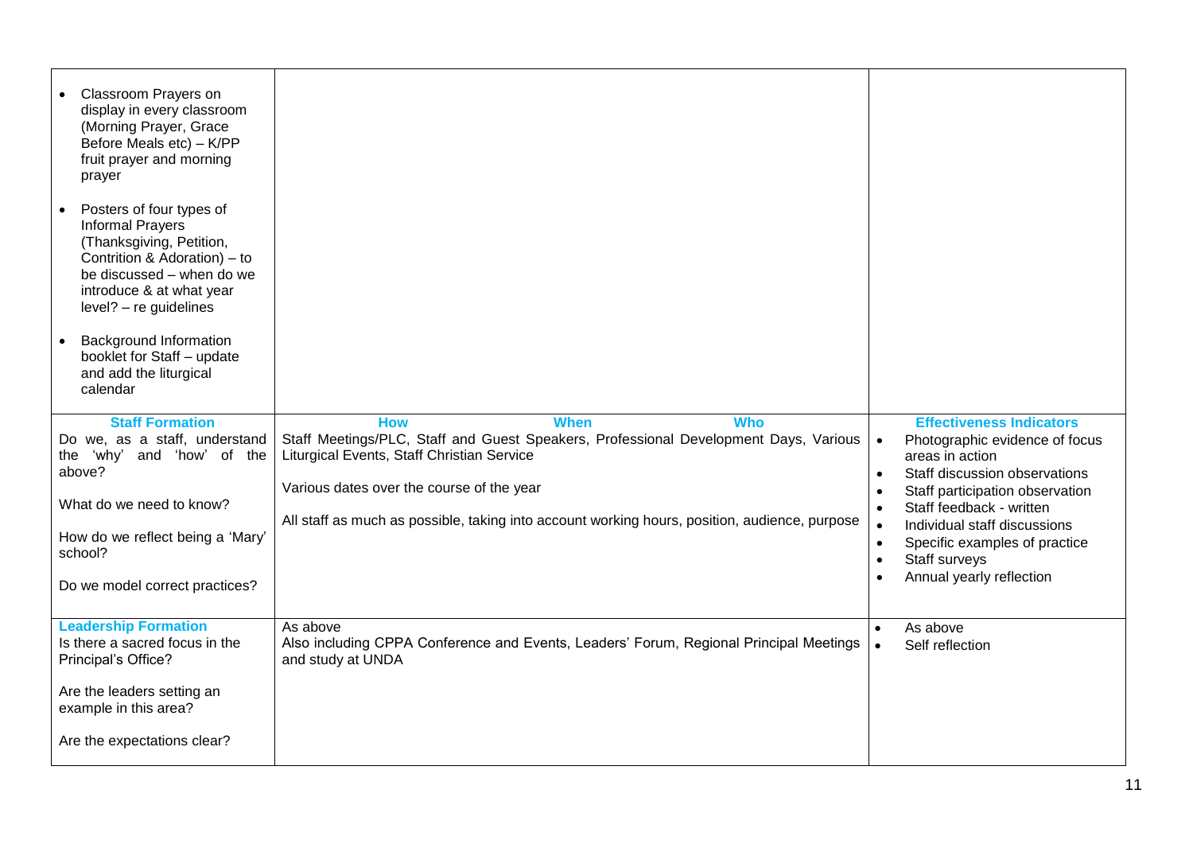| | | |
|---|---|---|
| <ul><li>Classroom Prayers on display in every classroom (Morning Prayer, Grace Before Meals etc) – K/PP fruit prayer and morning prayer</li><li>Posters of four types of Informal Prayers (Thanksgiving, Petition, Contrition & Adoration) – to be discussed – when do we introduce & at what year level? – re guidelines</li><li>Background Information booklet for Staff – update and add the liturgical calendar</li></ul> | | |
| **Staff Formation**<br>Do we, as a staff, understand the 'why' and 'how' of the above?<br><br>What do we need to know?<br><br>How do we reflect being a 'Mary' school?<br><br>Do we model correct practices? | **How** **When** **Who**<br>Staff Meetings/PLC, Staff and Guest Speakers, Professional Development Days, Various Liturgical Events, Staff Christian Service<br><br>Various dates over the course of the year<br><br>All staff as much as possible, taking into account working hours, position, audience, purpose | **Effectiveness Indicators**<br><ul><li>Photographic evidence of focus areas in action</li><li>Staff discussion observations</li><li>Staff participation observation</li><li>Staff feedback - written</li><li>Individual staff discussions</li><li>Specific examples of practice</li><li>Staff surveys</li><li>Annual yearly reflection</li></ul> |
| **Leadership Formation**<br>Is there a sacred focus in the Principal's Office?<br><br>Are the leaders setting an example in this area?<br><br>Are the expectations clear? | As above<br>Also including CPPA Conference and Events, Leaders' Forum, Regional Principal Meetings and study at UNDA | <ul><li>As above</li><li>Self reflection</li></ul> |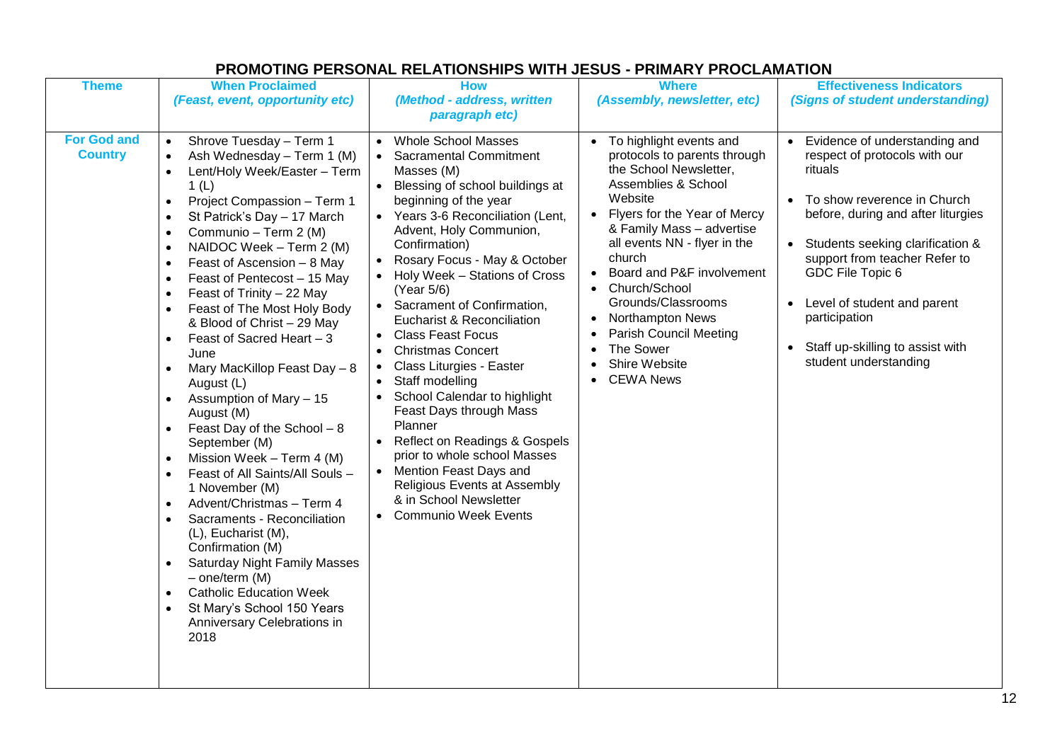## PROMOTING PERSONAL RELATIONSHIPS WITH JESUS - PRIMARY PROCLAMATION

| Theme | When Proclaimed *(Feast, event, opportunity etc)* | How *(Method - address, written paragraph etc)* | Where *(Assembly, newsletter, etc)* | Effectiveness Indicators *(Signs of student understanding)* |
|---|---|---|---|---|
| **For God and Country** | • Shrove Tuesday – Term 1<br>• Ash Wednesday – Term 1 (M)<br>• Lent/Holy Week/Easter – Term 1 (L)<br>• Project Compassion – Term 1<br>• St Patrick's Day – 17 March<br>• Communio – Term 2 (M)<br>• NAIDOC Week – Term 2 (M)<br>• Feast of Ascension – 8 May<br>• Feast of Pentecost – 15 May<br>• Feast of Trinity – 22 May<br>• Feast of The Most Holy Body & Blood of Christ – 29 May<br>• Feast of Sacred Heart – 3 June<br>• Mary MacKillop Feast Day – 8 August (L)<br>• Assumption of Mary – 15 August (M)<br>• Feast Day of the School – 8 September (M)<br>• Mission Week – Term 4 (M)<br>• Feast of All Saints/All Souls – 1 November (M)<br>• Advent/Christmas – Term 4<br>• Sacraments - Reconciliation (L), Eucharist (M), Confirmation (M)<br>• Saturday Night Family Masses – one/term (M)<br>• Catholic Education Week<br>• St Mary's School 150 Years Anniversary Celebrations in 2018 | • Whole School Masses<br>• Sacramental Commitment Masses (M)<br>• Blessing of school buildings at beginning of the year<br>• Years 3-6 Reconciliation (Lent, Advent, Holy Communion, Confirmation)<br>• Rosary Focus - May & October<br>• Holy Week – Stations of Cross (Year 5/6)<br>• Sacrament of Confirmation, Eucharist & Reconciliation<br>• Class Feast Focus<br>• Christmas Concert<br>• Class Liturgies - Easter<br>• Staff modelling<br>• School Calendar to highlight Feast Days through Mass Planner<br>• Reflect on Readings & Gospels prior to whole school Masses<br>• Mention Feast Days and Religious Events at Assembly & in School Newsletter<br>• Communio Week Events | • To highlight events and protocols to parents through the School Newsletter, Assemblies & School Website<br>• Flyers for the Year of Mercy & Family Mass – advertise all events NN - flyer in the church<br>• Board and P&F involvement<br>• Church/School Grounds/Classrooms<br>• Northampton News<br>• Parish Council Meeting<br>• The Sower<br>• Shire Website<br>• CEWA News | • Evidence of understanding and respect of protocols with our rituals<br>• To show reverence in Church before, during and after liturgies<br>• Students seeking clarification & support from teacher Refer to GDC File Topic 6<br>• Level of student and parent participation<br>• Staff up-skilling to assist with student understanding |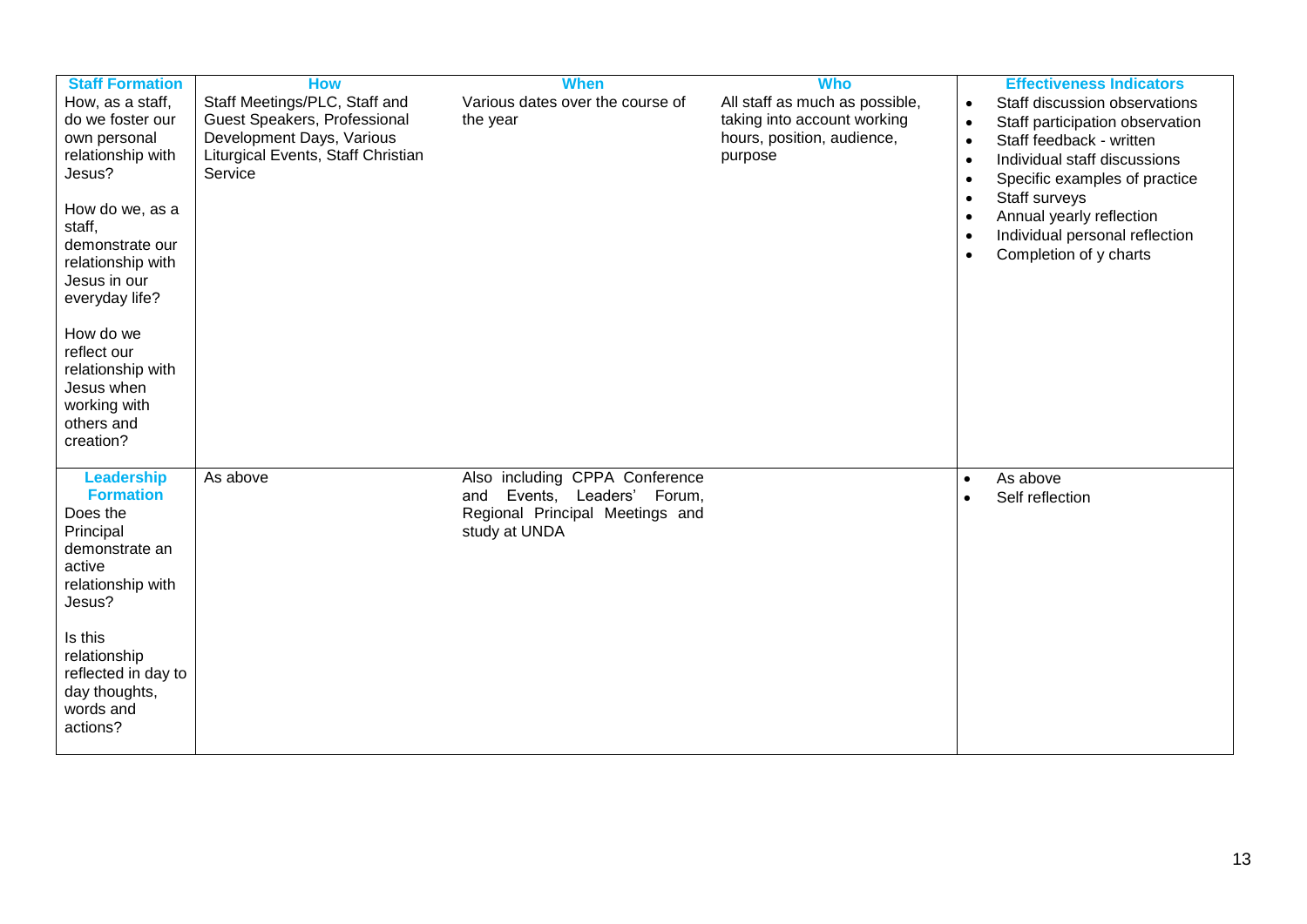| Staff Formation | How | When | Who | Effectiveness Indicators |
|---|---|---|---|---|
| How, as a staff, do we foster our own personal relationship with Jesus?<br><br>How do we, as a staff, demonstrate our relationship with Jesus in our everyday life?<br><br>How do we reflect our relationship with Jesus when working with others and creation? | Staff Meetings/PLC, Staff and Guest Speakers, Professional Development Days, Various Liturgical Events, Staff Christian Service | Various dates over the course of the year | All staff as much as possible, taking into account working hours, position, audience, purpose | • Staff discussion observations<br>• Staff participation observation<br>• Staff feedback - written<br>• Individual staff discussions<br>• Specific examples of practice<br>• Staff surveys<br>• Annual yearly reflection<br>• Individual personal reflection<br>• Completion of y charts |
| **Leadership Formation**<br>Does the Principal demonstrate an active relationship with Jesus?<br><br>Is this relationship reflected in day to day thoughts, words and actions? | As above | Also including CPPA Conference and Events, Leaders' Forum, Regional Principal Meetings and study at UNDA | | • As above<br>• Self reflection |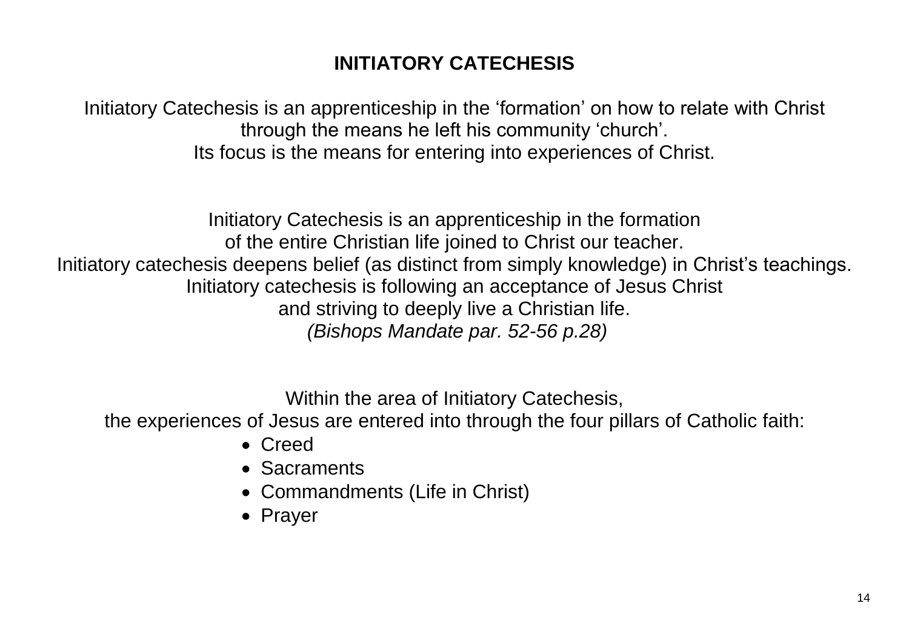# INITIATORY CATECHESIS

Initiatory Catechesis is an apprenticeship in the 'formation' on how to relate with Christ through the means he left his community 'church'.
Its focus is the means for entering into experiences of Christ.

Initiatory Catechesis is an apprenticeship in the formation
of the entire Christian life joined to Christ our teacher.
Initiatory catechesis deepens belief (as distinct from simply knowledge) in Christ's teachings.
Initiatory catechesis is following an acceptance of Jesus Christ
and striving to deeply live a Christian life.
*(Bishops Mandate par. 52-56 p.28)*

Within the area of Initiatory Catechesis,
the experiences of Jesus are entered into through the four pillars of Catholic faith:

- Creed
- Sacraments
- Commandments (Life in Christ)
- Prayer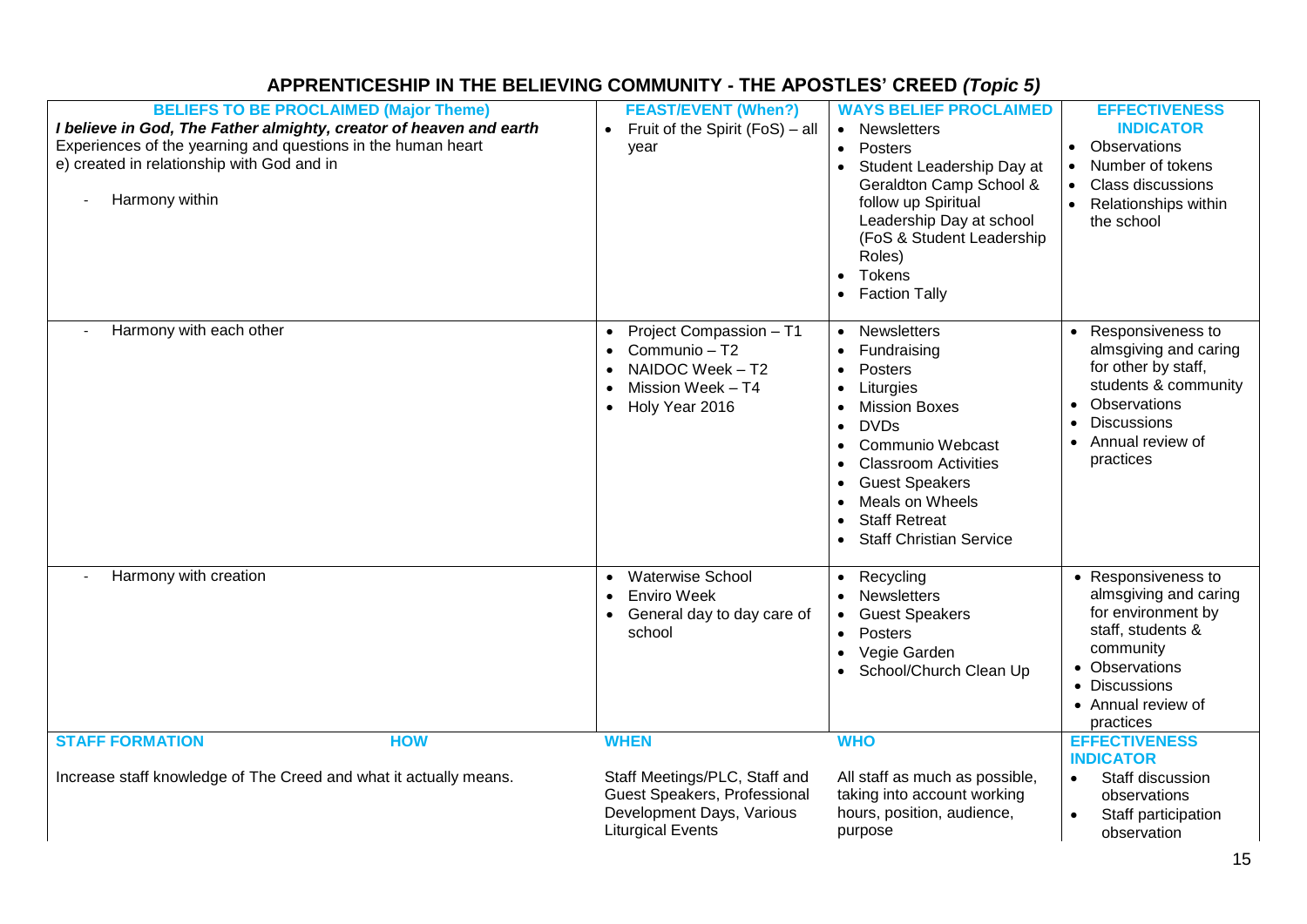## APPRENTICESHIP IN THE BELIEVING COMMUNITY - THE APOSTLES' CREED *(Topic 5)*

| BELIEFS TO BE PROCLAIMED (Major Theme) | FEAST/EVENT (When?) | WAYS BELIEF PROCLAIMED | EFFECTIVENESS INDICATOR |
|---|---|---|---|
| ***I believe in God, The Father almighty, creator of heaven and earth*** <br> Experiences of the yearning and questions in the human heart <br> e) created in relationship with God and in <br> - Harmony within | • Fruit of the Spirit (FoS) – all year | • Newsletters <br> • Posters <br> • Student Leadership Day at Geraldton Camp School & follow up Spiritual Leadership Day at school (FoS & Student Leadership Roles) <br> • Tokens <br> • Faction Tally | • Observations <br> • Number of tokens <br> • Class discussions <br> • Relationships within the school |
| - Harmony with each other | • Project Compassion – T1 <br> • Communio – T2 <br> • NAIDOC Week – T2 <br> • Mission Week – T4 <br> • Holy Year 2016 | • Newsletters <br> • Fundraising <br> • Posters <br> • Liturgies <br> • Mission Boxes <br> • DVDs <br> • Communio Webcast <br> • Classroom Activities <br> • Guest Speakers <br> • Meals on Wheels <br> • Staff Retreat <br> • Staff Christian Service | • Responsiveness to almsgiving and caring for other by staff, students & community <br> • Observations <br> • Discussions <br> • Annual review of practices |
| - Harmony with creation | • Waterwise School <br> • Enviro Week <br> • General day to day care of school | • Recycling <br> • Newsletters <br> • Guest Speakers <br> • Posters <br> • Vegie Garden <br> • School/Church Clean Up | • Responsiveness to almsgiving and caring for environment by staff, students & community <br> • Observations <br> • Discussions <br> • Annual review of practices |
| **STAFF FORMATION** &nbsp;&nbsp;&nbsp;&nbsp; **HOW** | **WHEN** | **WHO** | **EFFECTIVENESS INDICATOR** |
| Increase staff knowledge of The Creed and what it actually means. | Staff Meetings/PLC, Staff and Guest Speakers, Professional Development Days, Various Liturgical Events | All staff as much as possible, taking into account working hours, position, audience, purpose | • Staff discussion observations <br> • Staff participation observation |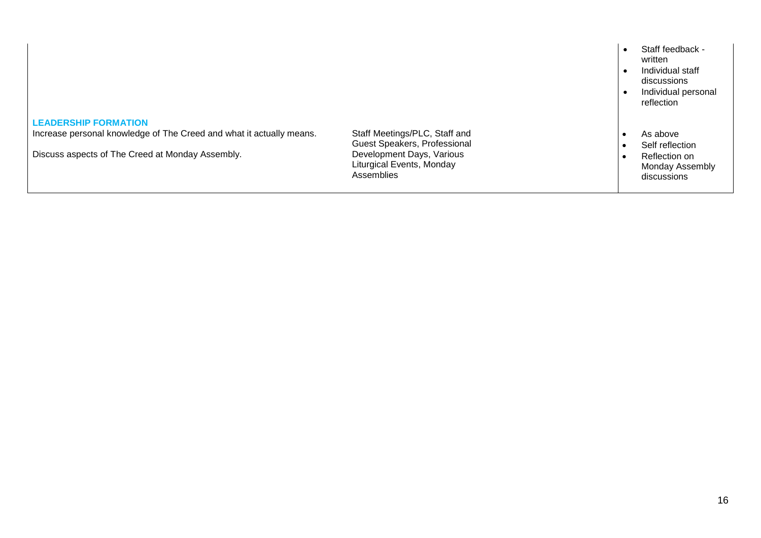| | | |
|---|---|---|
| | | • Staff feedback - written<br>• Individual staff discussions<br>• Individual personal reflection |
| **LEADERSHIP FORMATION**<br>Increase personal knowledge of The Creed and what it actually means.<br><br>Discuss aspects of The Creed at Monday Assembly. | Staff Meetings/PLC, Staff and Guest Speakers, Professional Development Days, Various Liturgical Events, Monday Assemblies | • As above<br>• Self reflection<br>• Reflection on Monday Assembly discussions |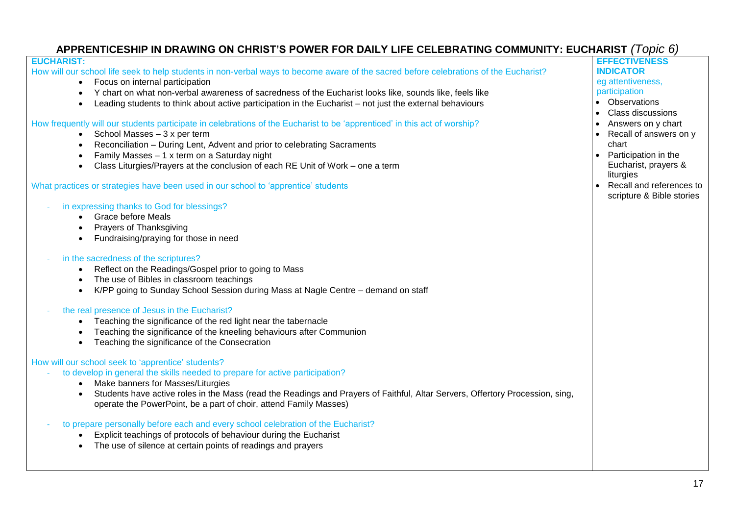# APPRENTICESHIP IN DRAWING ON CHRIST'S POWER FOR DAILY LIFE CELEBRATING COMMUNITY: EUCHARIST *(Topic 6)*

| **EUCHARIST:** | **EFFECTIVENESS INDICATOR** |
|---|---|
| How will our school life seek to help students in non-verbal ways to become aware of the sacred before celebrations of the Eucharist?<br>• Focus on internal participation<br>• Y chart on what non-verbal awareness of sacredness of the Eucharist looks like, sounds like, feels like<br>• Leading students to think about active participation in the Eucharist – not just the external behaviours<br><br>How frequently will our students participate in celebrations of the Eucharist to be 'apprenticed' in this act of worship?<br>• School Masses – 3 x per term<br>• Reconciliation – During Lent, Advent and prior to celebrating Sacraments<br>• Family Masses – 1 x term on a Saturday night<br>• Class Liturgies/Prayers at the conclusion of each RE Unit of Work – one a term<br><br>What practices or strategies have been used in our school to 'apprentice' students<br>- in expressing thanks to God for blessings?<br>• Grace before Meals<br>• Prayers of Thanksgiving<br>• Fundraising/praying for those in need<br><br>- in the sacredness of the scriptures?<br>• Reflect on the Readings/Gospel prior to going to Mass<br>• The use of Bibles in classroom teachings<br>• K/PP going to Sunday School Session during Mass at Nagle Centre – demand on staff<br><br>- the real presence of Jesus in the Eucharist?<br>• Teaching the significance of the red light near the tabernacle<br>• Teaching the significance of the kneeling behaviours after Communion<br>• Teaching the significance of the Consecration<br><br>How will our school seek to 'apprentice' students?<br>- to develop in general the skills needed to prepare for active participation?<br>• Make banners for Masses/Liturgies<br>• Students have active roles in the Mass (read the Readings and Prayers of Faithful, Altar Servers, Offertory Procession, sing, operate the PowerPoint, be a part of choir, attend Family Masses)<br><br>- to prepare personally before each and every school celebration of the Eucharist?<br>• Explicit teachings of protocols of behaviour during the Eucharist<br>• The use of silence at certain points of readings and prayers | eg attentiveness, participation<br>• Observations<br>• Class discussions<br>• Answers on y chart<br>• Recall of answers on y chart<br>• Participation in the Eucharist, prayers & liturgies<br>• Recall and references to scripture & Bible stories |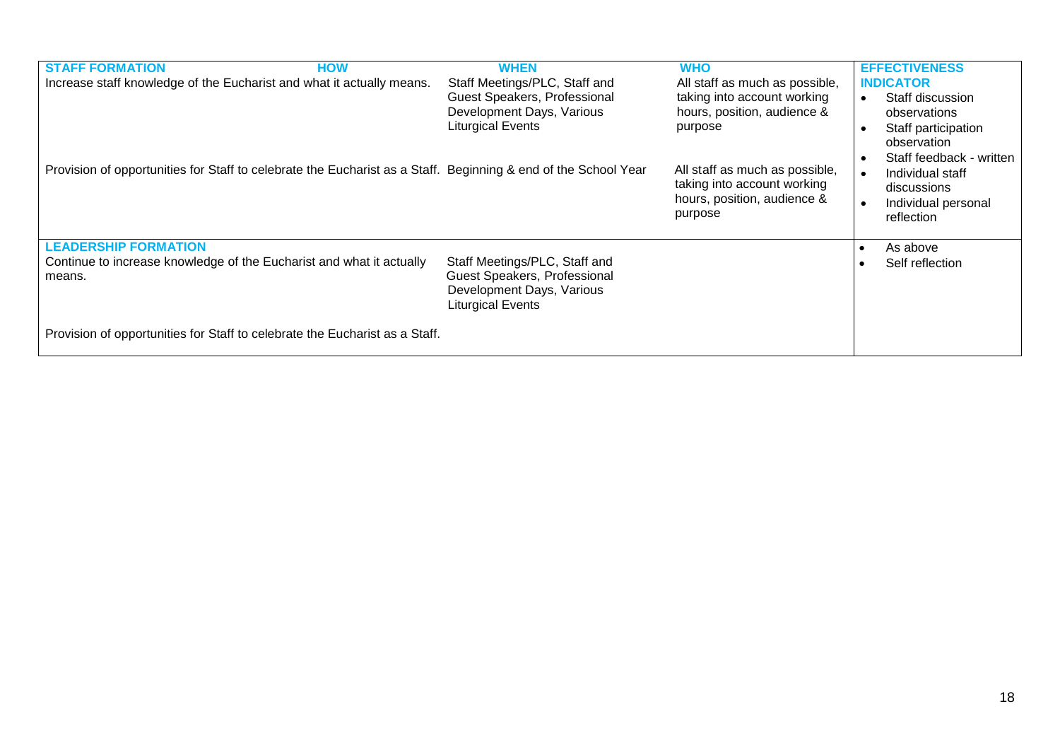| STAFF FORMATION HOW | WHEN | WHO | EFFECTIVENESS INDICATOR |
|---|---|---|---|
| Increase staff knowledge of the Eucharist and what it actually means. | Staff Meetings/PLC, Staff and Guest Speakers, Professional Development Days, Various Liturgical Events | All staff as much as possible, taking into account working hours, position, audience & purpose | • Staff discussion observations<br>• Staff participation observation<br>• Staff feedback - written<br>• Individual staff discussions<br>• Individual personal reflection |
| Provision of opportunities for Staff to celebrate the Eucharist as a Staff. | Beginning & end of the School Year | All staff as much as possible, taking into account working hours, position, audience & purpose | |
| **LEADERSHIP FORMATION** | | | • As above<br>• Self reflection |
| Continue to increase knowledge of the Eucharist and what it actually means. | Staff Meetings/PLC, Staff and Guest Speakers, Professional Development Days, Various Liturgical Events | | |
| Provision of opportunities for Staff to celebrate the Eucharist as a Staff. | | | |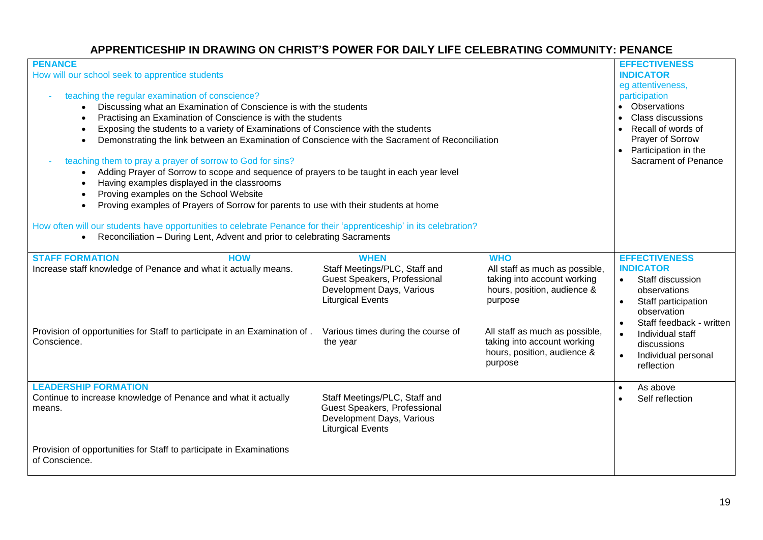# APPRENTICESHIP IN DRAWING ON CHRIST'S POWER FOR DAILY LIFE CELEBRATING COMMUNITY: PENANCE

| **PENANCE** | **EFFECTIVENESS INDICATOR** eg attentiveness, participation |
|---|---|
| How will our school seek to apprentice students<br><br>- teaching the regular examination of conscience?<br>  • Discussing what an Examination of Conscience is with the students<br>  • Practising an Examination of Conscience is with the students<br>  • Exposing the students to a variety of Examinations of Conscience with the students<br>  • Demonstrating the link between an Examination of Conscience with the Sacrament of Reconciliation<br><br>- teaching them to pray a prayer of sorrow to God for sins?<br>  • Adding Prayer of Sorrow to scope and sequence of prayers to be taught in each year level<br>  • Having examples displayed in the classrooms<br>  • Proving examples on the School Website<br>  • Proving examples of Prayers of Sorrow for parents to use with their students at home<br><br>How often will our students have opportunities to celebrate Penance for their 'apprenticeship' in its celebration?<br>  • Reconciliation – During Lent, Advent and prior to celebrating Sacraments | • Observations<br>• Class discussions<br>• Recall of words of Prayer of Sorrow<br>• Participation in the Sacrament of Penance |

| **STAFF FORMATION** / **HOW** | **WHEN** | **WHO** | **EFFECTIVENESS INDICATOR** |
|---|---|---|---|
| Increase staff knowledge of Penance and what it actually means. | Staff Meetings/PLC, Staff and Guest Speakers, Professional Development Days, Various Liturgical Events | All staff as much as possible, taking into account working hours, position, audience & purpose | • Staff discussion observations<br>• Staff participation observation<br>• Staff feedback - written<br>• Individual staff discussions<br>• Individual personal reflection |
| Provision of opportunities for Staff to participate in an Examination of . Conscience. | Various times during the course of the year | All staff as much as possible, taking into account working hours, position, audience & purpose | |
| **LEADERSHIP FORMATION** | | | |
| Continue to increase knowledge of Penance and what it actually means. | Staff Meetings/PLC, Staff and Guest Speakers, Professional Development Days, Various Liturgical Events | | • As above<br>• Self reflection |
| Provision of opportunities for Staff to participate in Examinations of Conscience. | | | |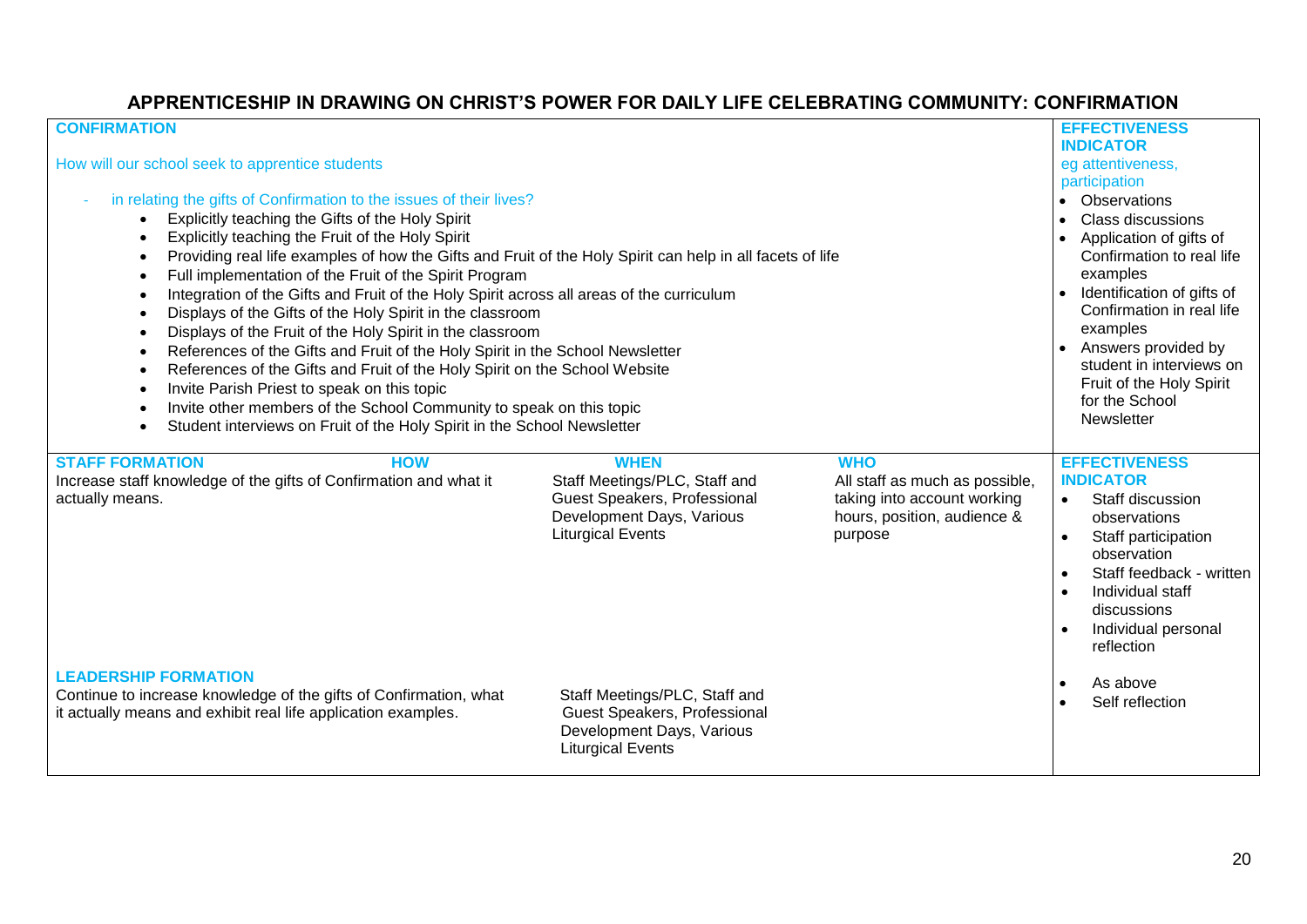# APPRENTICESHIP IN DRAWING ON CHRIST'S POWER FOR DAILY LIFE CELEBRATING COMMUNITY: CONFIRMATION

| CONFIRMATION | | | | EFFECTIVENESS INDICATOR<br>eg attentiveness, participation |
|---|---|---|---|---|
| How will our school seek to apprentice students<br><br>- in relating the gifts of Confirmation to the issues of their lives?<br>• Explicitly teaching the Gifts of the Holy Spirit<br>• Explicitly teaching the Fruit of the Holy Spirit<br>• Providing real life examples of how the Gifts and Fruit of the Holy Spirit can help in all facets of life<br>• Full implementation of the Fruit of the Spirit Program<br>• Integration of the Gifts and Fruit of the Holy Spirit across all areas of the curriculum<br>• Displays of the Gifts of the Holy Spirit in the classroom<br>• Displays of the Fruit of the Holy Spirit in the classroom<br>• References of the Gifts and Fruit of the Holy Spirit in the School Newsletter<br>• References of the Gifts and Fruit of the Holy Spirit on the School Website<br>• Invite Parish Priest to speak on this topic<br>• Invite other members of the School Community to speak on this topic<br>• Student interviews on Fruit of the Holy Spirit in the School Newsletter | | | | • Observations<br>• Class discussions<br>• Application of gifts of Confirmation to real life examples<br>• Identification of gifts of Confirmation in real life examples<br>• Answers provided by student in interviews on Fruit of the Holy Spirit for the School Newsletter |
| **STAFF FORMATION** | **HOW** | **WHEN** | **WHO** | **EFFECTIVENESS INDICATOR** |
| Increase staff knowledge of the gifts of Confirmation and what it actually means. | | Staff Meetings/PLC, Staff and Guest Speakers, Professional Development Days, Various Liturgical Events | All staff as much as possible, taking into account working hours, position, audience & purpose | • Staff discussion observations<br>• Staff participation observation<br>• Staff feedback - written<br>• Individual staff discussions<br>• Individual personal reflection |
| **LEADERSHIP FORMATION**<br>Continue to increase knowledge of the gifts of Confirmation, what it actually means and exhibit real life application examples. | | Staff Meetings/PLC, Staff and Guest Speakers, Professional Development Days, Various Liturgical Events | | • As above<br>• Self reflection |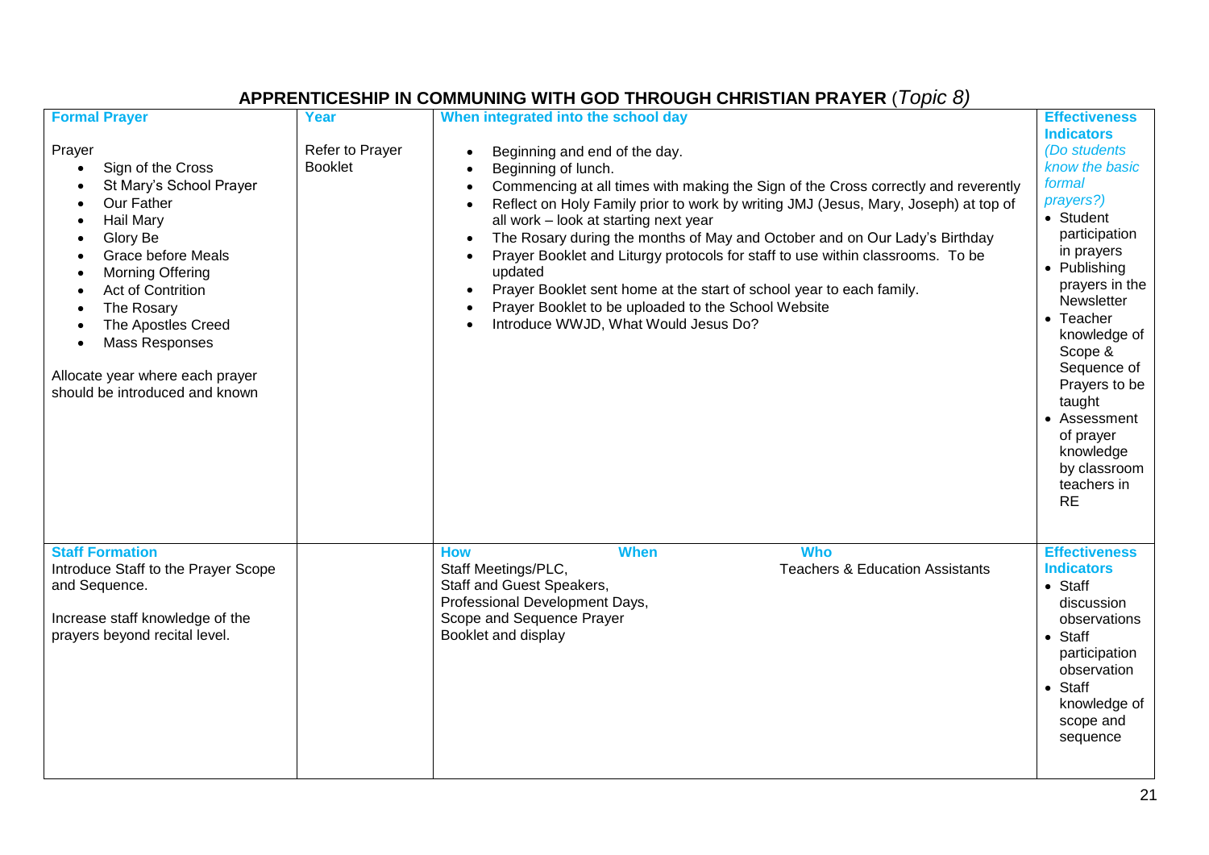## APPRENTICESHIP IN COMMUNING WITH GOD THROUGH CHRISTIAN PRAYER (*Topic 8)*

| Formal Prayer | Year | When integrated into the school day | Effectiveness Indicators |
|---|---|---|---|
| Prayer<br>• Sign of the Cross<br>• St Mary's School Prayer<br>• Our Father<br>• Hail Mary<br>• Glory Be<br>• Grace before Meals<br>• Morning Offering<br>• Act of Contrition<br>• The Rosary<br>• The Apostles Creed<br>• Mass Responses<br><br>Allocate year where each prayer should be introduced and known | Refer to Prayer Booklet | • Beginning and end of the day.<br>• Beginning of lunch.<br>• Commencing at all times with making the Sign of the Cross correctly and reverently<br>• Reflect on Holy Family prior to work by writing JMJ (Jesus, Mary, Joseph) at top of all work – look at starting next year<br>• The Rosary during the months of May and October and on Our Lady's Birthday<br>• Prayer Booklet and Liturgy protocols for staff to use within classrooms. To be updated<br>• Prayer Booklet sent home at the start of school year to each family.<br>• Prayer Booklet to be uploaded to the School Website<br>• Introduce WWJD, What Would Jesus Do? | *(Do students know the basic formal prayers?)*<br>• Student participation in prayers<br>• Publishing prayers in the Newsletter<br>• Teacher knowledge of Scope & Sequence of Prayers to be taught<br>• Assessment of prayer knowledge by classroom teachers in RE |
| **Staff Formation**<br>Introduce Staff to the Prayer Scope and Sequence.<br><br>Increase staff knowledge of the prayers beyond recital level. | | **How** / **When** / **Who**<br>How: Staff Meetings/PLC, Staff and Guest Speakers, Professional Development Days, Scope and Sequence Prayer Booklet and display<br>Who: Teachers & Education Assistants | **Effectiveness Indicators**<br>• Staff discussion observations<br>• Staff participation observation<br>• Staff knowledge of scope and sequence |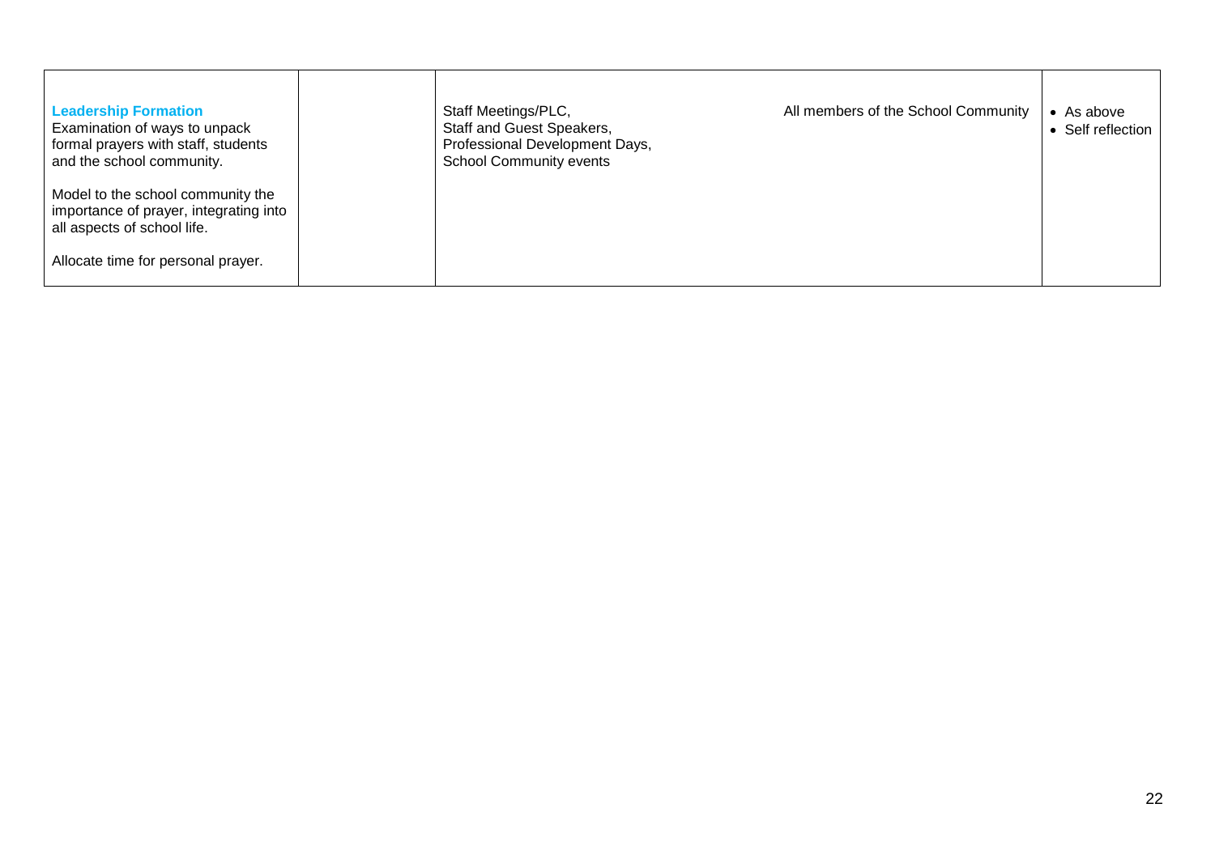|  |  |  |  |  |
|---|---|---|---|---|
| **Leadership Formation**<br>Examination of ways to unpack formal prayers with staff, students and the school community.<br><br>Model to the school community the importance of prayer, integrating into all aspects of school life.<br><br>Allocate time for personal prayer. |  | Staff Meetings/PLC,<br>Staff and Guest Speakers,<br>Professional Development Days,<br>School Community events | All members of the School Community | • As above<br>• Self reflection |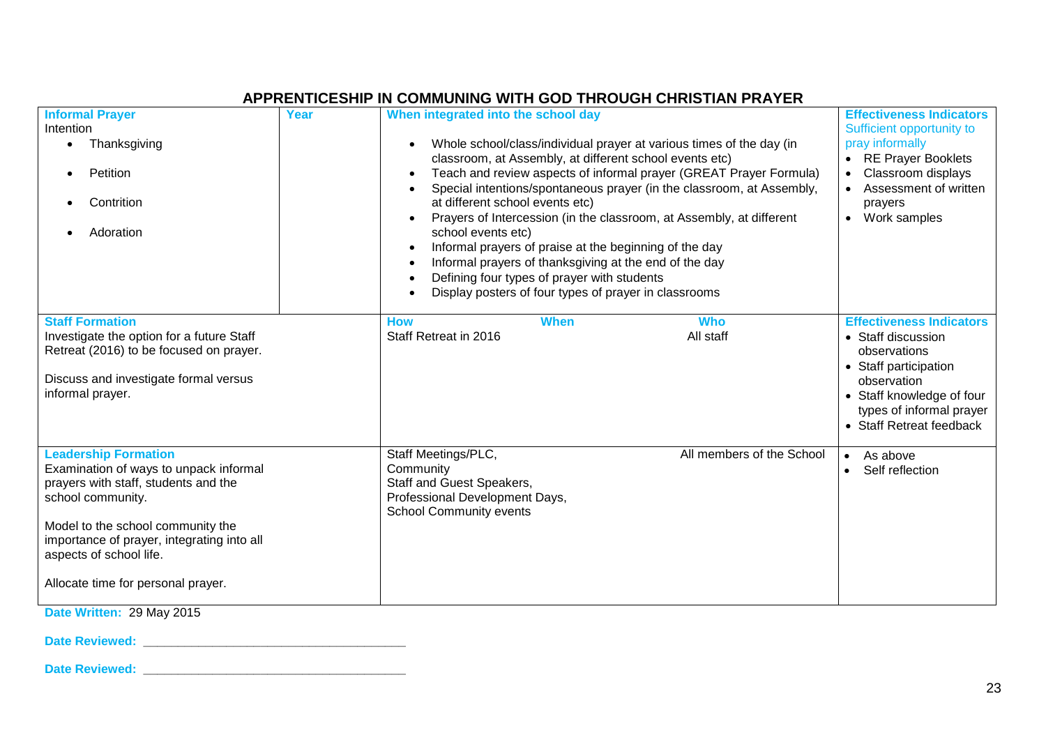## APPRENTICESHIP IN COMMUNING WITH GOD THROUGH CHRISTIAN PRAYER

| **Informal Prayer** | **Year** | **When integrated into the school day** | | | **Effectiveness Indicators** |
|---|---|---|---|---|---|
| Intention<br>• Thanksgiving<br>• Petition<br>• Contrition<br>• Adoration | | • Whole school/class/individual prayer at various times of the day (in classroom, at Assembly, at different school events etc)<br>• Teach and review aspects of informal prayer (GREAT Prayer Formula)<br>• Special intentions/spontaneous prayer (in the classroom, at Assembly, at different school events etc)<br>• Prayers of Intercession (in the classroom, at Assembly, at different school events etc)<br>• Informal prayers of praise at the beginning of the day<br>• Informal prayers of thanksgiving at the end of the day<br>• Defining four types of prayer with students<br>• Display posters of four types of prayer in classrooms | | | Sufficient opportunity to pray informally<br>• RE Prayer Booklets<br>• Classroom displays<br>• Assessment of written prayers<br>• Work samples |
| **Staff Formation** | | **How** | **When** | **Who** | **Effectiveness Indicators** |
| Investigate the option for a future Staff Retreat (2016) to be focused on prayer.<br><br>Discuss and investigate formal versus informal prayer. | | Staff Retreat in 2016 | | All staff | • Staff discussion observations<br>• Staff participation observation<br>• Staff knowledge of four types of informal prayer<br>• Staff Retreat feedback |
| **Leadership Formation**<br>Examination of ways to unpack informal prayers with staff, students and the school community.<br><br>Model to the school community the importance of prayer, integrating into all aspects of school life.<br><br>Allocate time for personal prayer. | | Staff Meetings/PLC, Community<br>Staff and Guest Speakers,<br>Professional Development Days,<br>School Community events | | All members of the School | • As above<br>• Self reflection |

**Date Written:** 29 May 2015

**Date Reviewed:** ____________________________________

**Date Reviewed:** ____________________________________